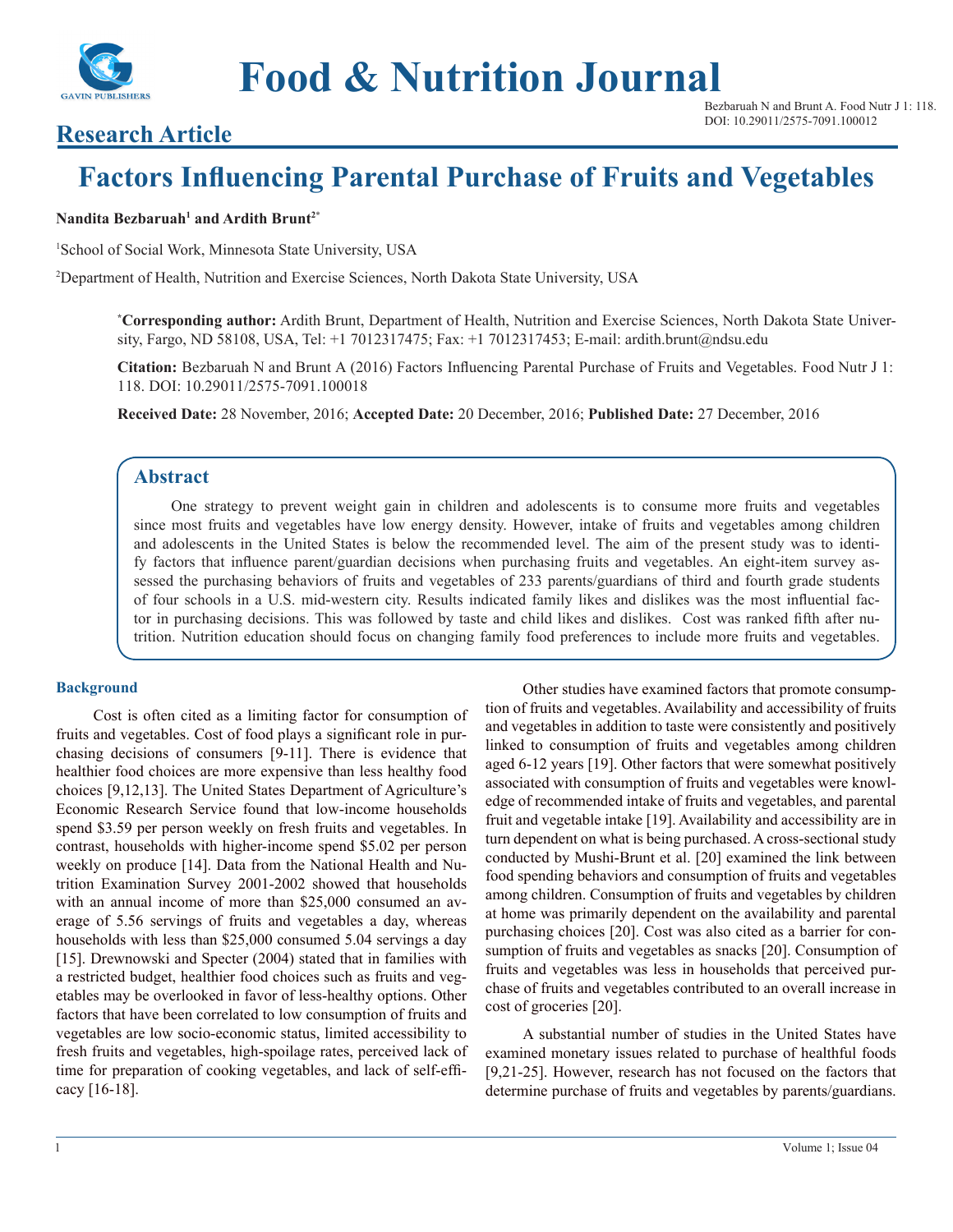# Food & Nutrition Journal

## Research Article

# Factors Influencing Parental Purchase of Fruits and Vegetables

**Nandita Bezbaruah[1] and Ardith Brunt[2*]**

[1]School of Social Work, Minnesota State University, USA

[2]Department of Health, Nutrition and Exercise Sciences, North Dakota State University, USA

**[*]Corresponding author:** Ardith Brunt, Department of Health, Nutrition and Exercise Sciences, North Dakota State University, Fargo, ND 58108, USA, Tel: +1 7012317475; Fax: +1 7012317453; E-mail: ardith.brunt@ndsu.edu

**Citation:** Bezbaruah N and Brunt A (2016) Factors Influencing Parental Purchase of Fruits and Vegetables. Food Nutr J 1: 118. DOI: 10.29011/2575-7091.100018

**Received Date:** 28 November, 2016; **Accepted Date:** 20 December, 2016; **Published Date:** 27 December, 2016

## Abstract

One strategy to prevent weight gain in children and adolescents is to consume more fruits and vegetables since most fruits and vegetables have low energy density. However, intake of fruits and vegetables among children and adolescents in the United States is below the recommended level. The aim of the present study was to identify factors that influence parent/guardian decisions when purchasing fruits and vegetables. An eight-item survey assessed the purchasing behaviors of fruits and vegetables of 233 parents/guardians of third and fourth grade students of four schools in a U.S. mid-western city. Results indicated family likes and dislikes was the most influential factor in purchasing decisions. This was followed by taste and child likes and dislikes. Cost was ranked fifth after nutrition. Nutrition education should focus on changing family food preferences to include more fruits and vegetables.

### Background

Cost is often cited as a limiting factor for consumption of fruits and vegetables. Cost of food plays a significant role in purchasing decisions of consumers [9-11]. There is evidence that healthier food choices are more expensive than less healthy food choices [9,12,13]. The United States Department of Agriculture's Economic Research Service found that low-income households spend $3.59 per person weekly on fresh fruits and vegetables. In contrast, households with higher-income spend $5.02 per person weekly on produce [14]. Data from the National Health and Nutrition Examination Survey 2001-2002 showed that households with an annual income of more than $25,000 consumed an average of 5.56 servings of fruits and vegetables a day, whereas households with less than $25,000 consumed 5.04 servings a day [15]. Drewnowski and Specter (2004) stated that in families with a restricted budget, healthier food choices such as fruits and vegetables may be overlooked in favor of less-healthy options. Other factors that have been correlated to low consumption of fruits and vegetables are low socio-economic status, limited accessibility to fresh fruits and vegetables, high-spoilage rates, perceived lack of time for preparation of cooking vegetables, and lack of self-efficacy [16-18].

Other studies have examined factors that promote consumption of fruits and vegetables. Availability and accessibility of fruits and vegetables in addition to taste were consistently and positively linked to consumption of fruits and vegetables among children aged 6-12 years [19]. Other factors that were somewhat positively associated with consumption of fruits and vegetables were knowledge of recommended intake of fruits and vegetables, and parental fruit and vegetable intake [19]. Availability and accessibility are in turn dependent on what is being purchased. A cross-sectional study conducted by Mushi-Brunt et al. [20] examined the link between food spending behaviors and consumption of fruits and vegetables among children. Consumption of fruits and vegetables by children at home was primarily dependent on the availability and parental purchasing choices [20]. Cost was also cited as a barrier for consumption of fruits and vegetables as snacks [20]. Consumption of fruits and vegetables was less in households that perceived purchase of fruits and vegetables contributed to an overall increase in cost of groceries [20].

A substantial number of studies in the United States have examined monetary issues related to purchase of healthful foods [9,21-25]. However, research has not focused on the factors that determine purchase of fruits and vegetables by parents/guardians.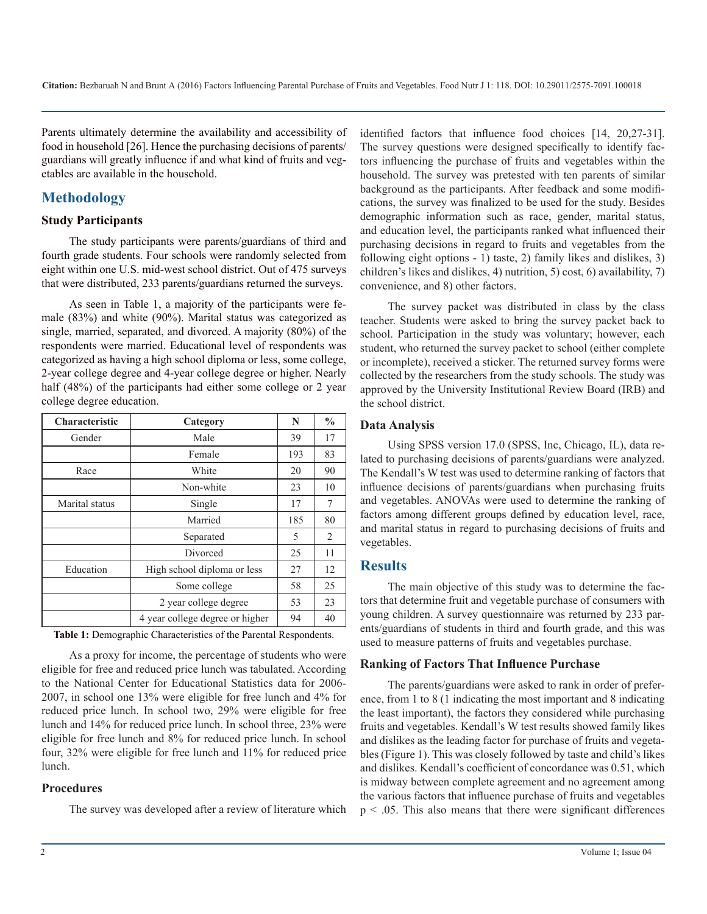Parents ultimately determine the availability and accessibility of food in household [26]. Hence the purchasing decisions of parents/guardians will greatly influence if and what kind of fruits and vegetables are available in the household.

## Methodology

### Study Participants

The study participants were parents/guardians of third and fourth grade students. Four schools were randomly selected from eight within one U.S. mid-west school district. Out of 475 surveys that were distributed, 233 parents/guardians returned the surveys.

As seen in Table 1, a majority of the participants were female (83%) and white (90%). Marital status was categorized as single, married, separated, and divorced. A majority (80%) of the respondents were married. Educational level of respondents was categorized as having a high school diploma or less, some college, 2-year college degree and 4-year college degree or higher. Nearly half (48%) of the participants had either some college or 2 year college degree education.

| Characteristic | Category | N | % |
|---|---|---|---|
| Gender | Male | 39 | 17 |
| | Female | 193 | 83 |
| Race | White | 20 | 90 |
| | Non-white | 23 | 10 |
| Marital status | Single | 17 | 7 |
| | Married | 185 | 80 |
| | Separated | 5 | 2 |
| | Divorced | 25 | 11 |
| Education | High school diploma or less | 27 | 12 |
| | Some college | 58 | 25 |
| | 2 year college degree | 53 | 23 |
| | 4 year college degree or higher | 94 | 40 |

**Table 1:** Demographic Characteristics of the Parental Respondents.

As a proxy for income, the percentage of students who were eligible for free and reduced price lunch was tabulated. According to the National Center for Educational Statistics data for 2006-2007, in school one 13% were eligible for free lunch and 4% for reduced price lunch. In school two, 29% were eligible for free lunch and 14% for reduced price lunch. In school three, 23% were eligible for free lunch and 8% for reduced price lunch. In school four, 32% were eligible for free lunch and 11% for reduced price lunch.

### Procedures

The survey was developed after a review of literature which identified factors that influence food choices [14, 20,27-31]. The survey questions were designed specifically to identify factors influencing the purchase of fruits and vegetables within the household. The survey was pretested with ten parents of similar background as the participants. After feedback and some modifications, the survey was finalized to be used for the study. Besides demographic information such as race, gender, marital status, and education level, the participants ranked what influenced their purchasing decisions in regard to fruits and vegetables from the following eight options - 1) taste, 2) family likes and dislikes, 3) children's likes and dislikes, 4) nutrition, 5) cost, 6) availability, 7) convenience, and 8) other factors.

The survey packet was distributed in class by the class teacher. Students were asked to bring the survey packet back to school. Participation in the study was voluntary; however, each student, who returned the survey packet to school (either complete or incomplete), received a sticker. The returned survey forms were collected by the researchers from the study schools. The study was approved by the University Institutional Review Board (IRB) and the school district.

### Data Analysis

Using SPSS version 17.0 (SPSS, Inc, Chicago, IL), data related to purchasing decisions of parents/guardians were analyzed. The Kendall's W test was used to determine ranking of factors that influence decisions of parents/guardians when purchasing fruits and vegetables. ANOVAs were used to determine the ranking of factors among different groups defined by education level, race, and marital status in regard to purchasing decisions of fruits and vegetables.

## Results

The main objective of this study was to determine the factors that determine fruit and vegetable purchase of consumers with young children. A survey questionnaire was returned by 233 parents/guardians of students in third and fourth grade, and this was used to measure patterns of fruits and vegetables purchase.

### Ranking of Factors That Influence Purchase

The parents/guardians were asked to rank in order of preference, from 1 to 8 (1 indicating the most important and 8 indicating the least important), the factors they considered while purchasing fruits and vegetables. Kendall's W test results showed family likes and dislikes as the leading factor for purchase of fruits and vegetables (Figure 1). This was closely followed by taste and child's likes and dislikes. Kendall's coefficient of concordance was 0.51, which is midway between complete agreement and no agreement among the various factors that influence purchase of fruits and vegetables $p < .05$. This also means that there were significant differences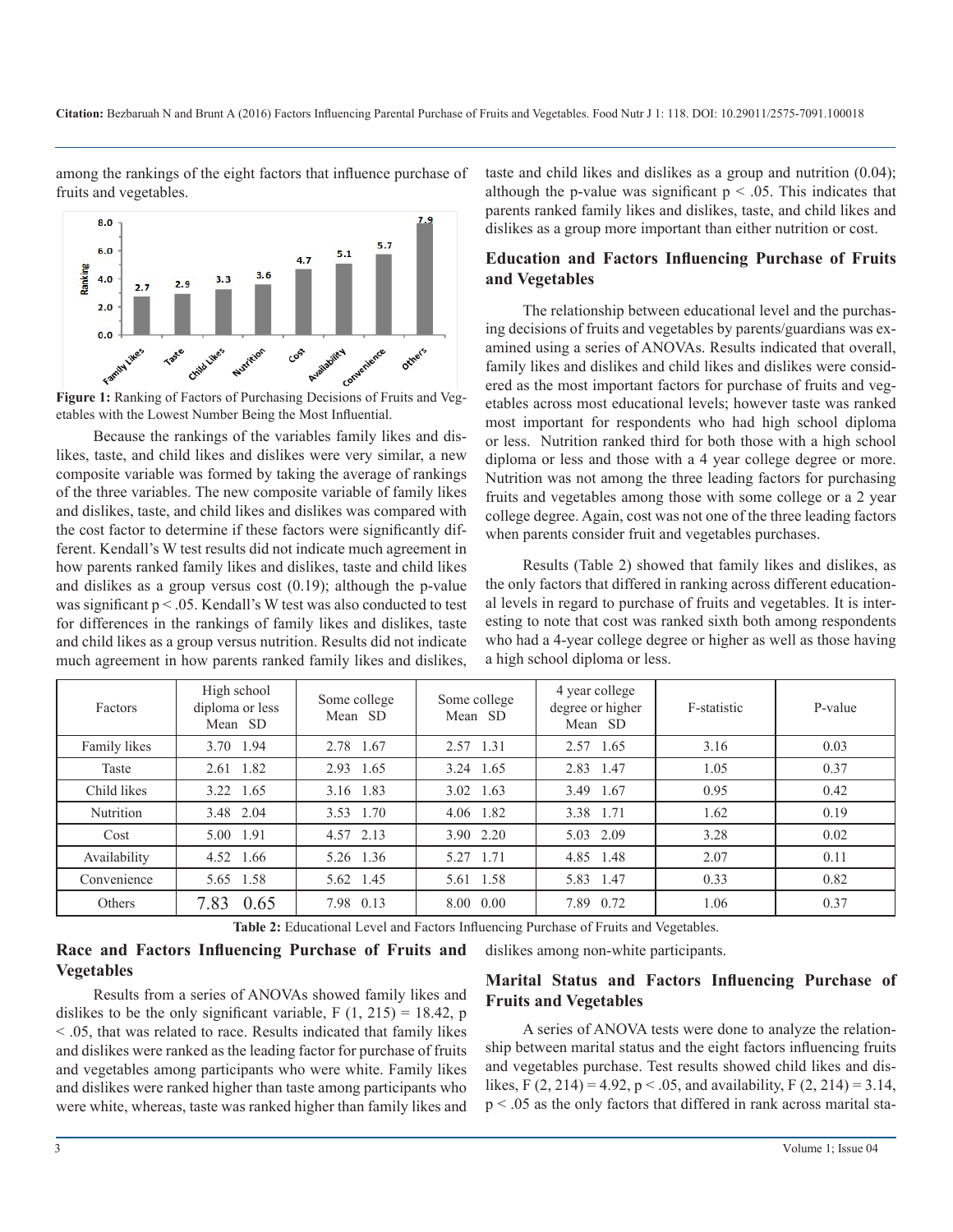among the rankings of the eight factors that influence purchase of fruits and vegetables.

Figure 1: Ranking of Factors of Purchasing Decisions of Fruits and Vegetables with the Lowest Number Being the Most Influential.

Because the rankings of the variables family likes and dislikes, taste, and child likes and dislikes were very similar, a new composite variable was formed by taking the average of rankings of the three variables. The new composite variable of family likes and dislikes, taste, and child likes and dislikes was compared with the cost factor to determine if these factors were significantly different. Kendall's W test results did not indicate much agreement in how parents ranked family likes and dislikes, taste and child likes and dislikes as a group versus cost (0.19); although the p-value was significant $p < .05$. Kendall's W test was also conducted to test for differences in the rankings of family likes and dislikes, taste and child likes as a group versus nutrition. Results did not indicate much agreement in how parents ranked family likes and dislikes, taste and child likes and dislikes as a group and nutrition (0.04); although the p-value was significant $p < .05$. This indicates that parents ranked family likes and dislikes, taste, and child likes and dislikes as a group more important than either nutrition or cost.

## Education and Factors Influencing Purchase of Fruits and Vegetables

The relationship between educational level and the purchasing decisions of fruits and vegetables by parents/guardians was examined using a series of ANOVAs. Results indicated that overall, family likes and dislikes and child likes and dislikes were considered as the most important factors for purchase of fruits and vegetables across most educational levels; however taste was ranked most important for respondents who had high school diploma or less. Nutrition ranked third for both those with a high school diploma or less and those with a 4 year college degree or more. Nutrition was not among the three leading factors for purchasing fruits and vegetables among those with some college or a 2 year college degree. Again, cost was not one of the three leading factors when parents consider fruit and vegetables purchases.

Results (Table 2) showed that family likes and dislikes, as the only factors that differed in ranking across different educational levels in regard to purchase of fruits and vegetables. It is interesting to note that cost was ranked sixth both among respondents who had a 4-year college degree or higher as well as those having a high school diploma or less.

| Factors | High school diploma or less Mean SD | Some college Mean SD | Some college Mean SD | 4 year college degree or higher Mean SD | F-statistic | P-value |
|---|---|---|---|---|---|---|
| Family likes | 3.70 1.94 | 2.78 1.67 | 2.57 1.31 | 2.57 1.65 | 3.16 | 0.03 |
| Taste | 2.61 1.82 | 2.93 1.65 | 3.24 1.65 | 2.83 1.47 | 1.05 | 0.37 |
| Child likes | 3.22 1.65 | 3.16 1.83 | 3.02 1.63 | 3.49 1.67 | 0.95 | 0.42 |
| Nutrition | 3.48 2.04 | 3.53 1.70 | 4.06 1.82 | 3.38 1.71 | 1.62 | 0.19 |
| Cost | 5.00 1.91 | 4.57 2.13 | 3.90 2.20 | 5.03 2.09 | 3.28 | 0.02 |
| Availability | 4.52 1.66 | 5.26 1.36 | 5.27 1.71 | 4.85 1.48 | 2.07 | 0.11 |
| Convenience | 5.65 1.58 | 5.62 1.45 | 5.61 1.58 | 5.83 1.47 | 0.33 | 0.82 |
| Others | 7.83 0.65 | 7.98 0.13 | 8.00 0.00 | 7.89 0.72 | 1.06 | 0.37 |

**Table 2:** Educational Level and Factors Influencing Purchase of Fruits and Vegetables.

## Race and Factors Influencing Purchase of Fruits and Vegetables

Results from a series of ANOVAs showed family likes and dislikes to be the only significant variable, $F(1, 215) = 18.42$, $p < .05$, that was related to race. Results indicated that family likes and dislikes were ranked as the leading factor for purchase of fruits and vegetables among participants who were white. Family likes and dislikes were ranked higher than taste among participants who were white, whereas, taste was ranked higher than family likes and dislikes among non-white participants.

## Marital Status and Factors Influencing Purchase of Fruits and Vegetables

A series of ANOVA tests were done to analyze the relationship between marital status and the eight factors influencing fruits and vegetables purchase. Test results showed child likes and dislikes, $F(2, 214) = 4.92$, $p < .05$, and availability, $F(2, 214) = 3.14$, $p < .05$ as the only factors that differed in rank across marital sta-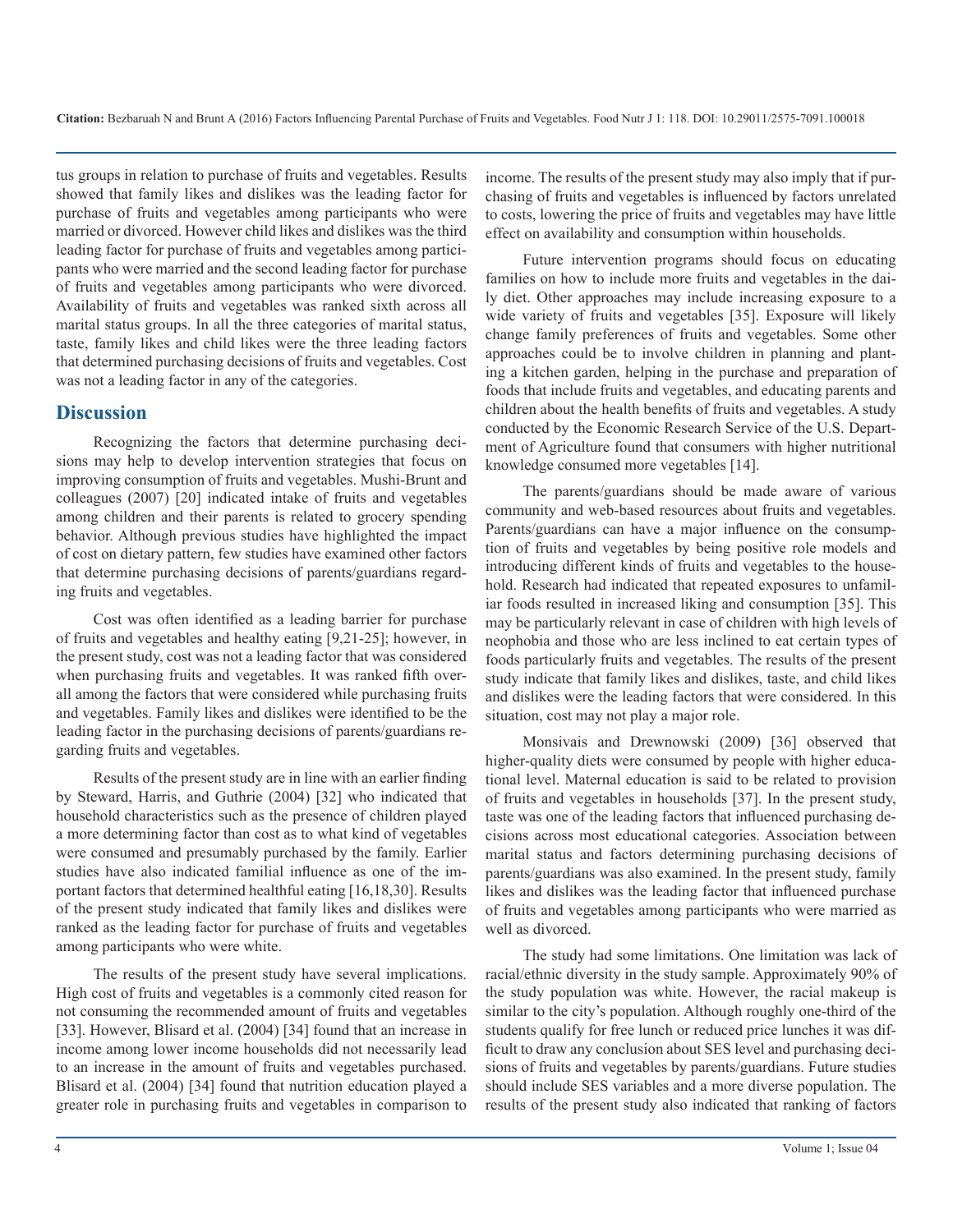tus groups in relation to purchase of fruits and vegetables. Results showed that family likes and dislikes was the leading factor for purchase of fruits and vegetables among participants who were married or divorced. However child likes and dislikes was the third leading factor for purchase of fruits and vegetables among participants who were married and the second leading factor for purchase of fruits and vegetables among participants who were divorced. Availability of fruits and vegetables was ranked sixth across all marital status groups. In all the three categories of marital status, taste, family likes and child likes were the three leading factors that determined purchasing decisions of fruits and vegetables. Cost was not a leading factor in any of the categories.

## Discussion

Recognizing the factors that determine purchasing decisions may help to develop intervention strategies that focus on improving consumption of fruits and vegetables. Mushi-Brunt and colleagues (2007) [20] indicated intake of fruits and vegetables among children and their parents is related to grocery spending behavior. Although previous studies have highlighted the impact of cost on dietary pattern, few studies have examined other factors that determine purchasing decisions of parents/guardians regarding fruits and vegetables.

Cost was often identified as a leading barrier for purchase of fruits and vegetables and healthy eating [9,21-25]; however, in the present study, cost was not a leading factor that was considered when purchasing fruits and vegetables. It was ranked fifth overall among the factors that were considered while purchasing fruits and vegetables. Family likes and dislikes were identified to be the leading factor in the purchasing decisions of parents/guardians regarding fruits and vegetables.

Results of the present study are in line with an earlier finding by Steward, Harris, and Guthrie (2004) [32] who indicated that household characteristics such as the presence of children played a more determining factor than cost as to what kind of vegetables were consumed and presumably purchased by the family. Earlier studies have also indicated familial influence as one of the important factors that determined healthful eating [16,18,30]. Results of the present study indicated that family likes and dislikes were ranked as the leading factor for purchase of fruits and vegetables among participants who were white.

The results of the present study have several implications. High cost of fruits and vegetables is a commonly cited reason for not consuming the recommended amount of fruits and vegetables [33]. However, Blisard et al. (2004) [34] found that an increase in income among lower income households did not necessarily lead to an increase in the amount of fruits and vegetables purchased. Blisard et al. (2004) [34] found that nutrition education played a greater role in purchasing fruits and vegetables in comparison to income. The results of the present study may also imply that if purchasing of fruits and vegetables is influenced by factors unrelated to costs, lowering the price of fruits and vegetables may have little effect on availability and consumption within households.

Future intervention programs should focus on educating families on how to include more fruits and vegetables in the daily diet. Other approaches may include increasing exposure to a wide variety of fruits and vegetables [35]. Exposure will likely change family preferences of fruits and vegetables. Some other approaches could be to involve children in planning and planting a kitchen garden, helping in the purchase and preparation of foods that include fruits and vegetables, and educating parents and children about the health benefits of fruits and vegetables. A study conducted by the Economic Research Service of the U.S. Department of Agriculture found that consumers with higher nutritional knowledge consumed more vegetables [14].

The parents/guardians should be made aware of various community and web-based resources about fruits and vegetables. Parents/guardians can have a major influence on the consumption of fruits and vegetables by being positive role models and introducing different kinds of fruits and vegetables to the household. Research had indicated that repeated exposures to unfamiliar foods resulted in increased liking and consumption [35]. This may be particularly relevant in case of children with high levels of neophobia and those who are less inclined to eat certain types of foods particularly fruits and vegetables. The results of the present study indicate that family likes and dislikes, taste, and child likes and dislikes were the leading factors that were considered. In this situation, cost may not play a major role.

Monsivais and Drewnowski (2009) [36] observed that higher-quality diets were consumed by people with higher educational level. Maternal education is said to be related to provision of fruits and vegetables in households [37]. In the present study, taste was one of the leading factors that influenced purchasing decisions across most educational categories. Association between marital status and factors determining purchasing decisions of parents/guardians was also examined. In the present study, family likes and dislikes was the leading factor that influenced purchase of fruits and vegetables among participants who were married as well as divorced.

The study had some limitations. One limitation was lack of racial/ethnic diversity in the study sample. Approximately 90% of the study population was white. However, the racial makeup is similar to the city's population. Although roughly one-third of the students qualify for free lunch or reduced price lunches it was difficult to draw any conclusion about SES level and purchasing decisions of fruits and vegetables by parents/guardians. Future studies should include SES variables and a more diverse population. The results of the present study also indicated that ranking of factors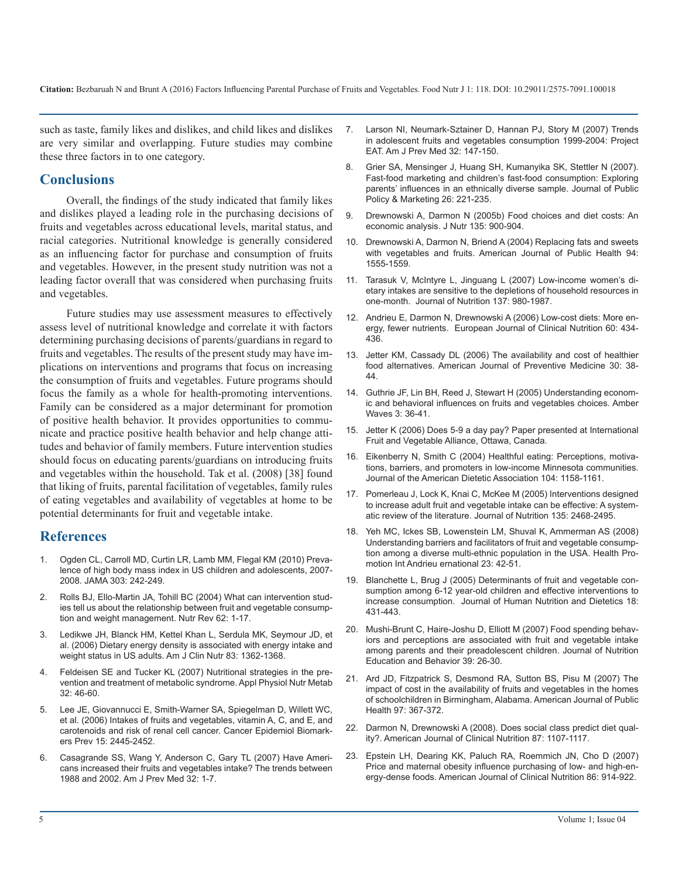such as taste, family likes and dislikes, and child likes and dislikes are very similar and overlapping. Future studies may combine these three factors in to one category.

## Conclusions

Overall, the findings of the study indicated that family likes and dislikes played a leading role in the purchasing decisions of fruits and vegetables across educational levels, marital status, and racial categories. Nutritional knowledge is generally considered as an influencing factor for purchase and consumption of fruits and vegetables. However, in the present study nutrition was not a leading factor overall that was considered when purchasing fruits and vegetables.

Future studies may use assessment measures to effectively assess level of nutritional knowledge and correlate it with factors determining purchasing decisions of parents/guardians in regard to fruits and vegetables. The results of the present study may have implications on interventions and programs that focus on increasing the consumption of fruits and vegetables. Future programs should focus the family as a whole for health-promoting interventions. Family can be considered as a major determinant for promotion of positive health behavior. It provides opportunities to communicate and practice positive health behavior and help change attitudes and behavior of family members. Future intervention studies should focus on educating parents/guardians on introducing fruits and vegetables within the household. Tak et al. (2008) [38] found that liking of fruits, parental facilitation of vegetables, family rules of eating vegetables and availability of vegetables at home to be potential determinants for fruit and vegetable intake.

## References

1. Ogden CL, Carroll MD, Curtin LR, Lamb MM, Flegal KM (2010) Prevalence of high body mass index in US children and adolescents, 2007-2008. JAMA 303: 242-249.
2. Rolls BJ, Ello-Martin JA, Tohill BC (2004) What can intervention studies tell us about the relationship between fruit and vegetable consumption and weight management. Nutr Rev 62: 1-17.
3. Ledikwe JH, Blanck HM, Kettel Khan L, Serdula MK, Seymour JD, et al. (2006) Dietary energy density is associated with energy intake and weight status in US adults. Am J Clin Nutr 83: 1362-1368.
4. Feldeisen SE and Tucker KL (2007) Nutritional strategies in the prevention and treatment of metabolic syndrome. Appl Physiol Nutr Metab 32: 46-60.
5. Lee JE, Giovannucci E, Smith-Warner SA, Spiegelman D, Willett WC, et al. (2006) Intakes of fruits and vegetables, vitamin A, C, and E, and carotenoids and risk of renal cell cancer. Cancer Epidemiol Biomarkers Prev 15: 2445-2452.
6. Casagrande SS, Wang Y, Anderson C, Gary TL (2007) Have Americans increased their fruits and vegetables intake? The trends between 1988 and 2002. Am J Prev Med 32: 1-7.
7. Larson NI, Neumark-Sztainer D, Hannan PJ, Story M (2007) Trends in adolescent fruits and vegetables consumption 1999-2004: Project EAT. Am J Prev Med 32: 147-150.
8. Grier SA, Mensinger J, Huang SH, Kumanyika SK, Stettler N (2007). Fast-food marketing and children's fast-food consumption: Exploring parents' influences in an ethnically diverse sample. Journal of Public Policy & Marketing 26: 221-235.
9. Drewnowski A, Darmon N (2005b) Food choices and diet costs: An economic analysis. J Nutr 135: 900-904.
10. Drewnowski A, Darmon N, Briend A (2004) Replacing fats and sweets with vegetables and fruits. American Journal of Public Health 94: 1555-1559.
11. Tarasuk V, McIntyre L, Jinguang L (2007) Low-income women's dietary intakes are sensitive to the depletions of household resources in one-month. Journal of Nutrition 137: 980-1987.
12. Andrieu E, Darmon N, Drewnowski A (2006) Low-cost diets: More energy, fewer nutrients. European Journal of Clinical Nutrition 60: 434-436.
13. Jetter KM, Cassady DL (2006) The availability and cost of healthier food alternatives. American Journal of Preventive Medicine 30: 38-44.
14. Guthrie JF, Lin BH, Reed J, Stewart H (2005) Understanding economic and behavioral influences on fruits and vegetables choices. Amber Waves 3: 36-41.
15. Jetter K (2006) Does 5-9 a day pay? Paper presented at International Fruit and Vegetable Alliance, Ottawa, Canada.
16. Eikenberry N, Smith C (2004) Healthful eating: Perceptions, motivations, barriers, and promoters in low-income Minnesota communities. Journal of the American Dietetic Association 104: 1158-1161.
17. Pomerleau J, Lock K, Knai C, McKee M (2005) Interventions designed to increase adult fruit and vegetable intake can be effective: A systematic review of the literature. Journal of Nutrition 135: 2468-2495.
18. Yeh MC, Ickes SB, Lowenstein LM, Shuval K, Ammerman AS (2008) Understanding barriers and facilitators of fruit and vegetable consumption among a diverse multi-ethnic population in the USA. Health Promotion Int Andrieu ernational 23: 42-51.
19. Blanchette L, Brug J (2005) Determinants of fruit and vegetable consumption among 6-12 year-old children and effective interventions to increase consumption. Journal of Human Nutrition and Dietetics 18: 431-443.
20. Mushi-Brunt C, Haire-Joshu D, Elliott M (2007) Food spending behaviors and perceptions are associated with fruit and vegetable intake among parents and their preadolescent children. Journal of Nutrition Education and Behavior 39: 26-30.
21. Ard JD, Fitzpatrick S, Desmond RA, Sutton BS, Pisu M (2007) The impact of cost in the availability of fruits and vegetables in the homes of schoolchildren in Birmingham, Alabama. American Journal of Public Health 97: 367-372.
22. Darmon N, Drewnowski A (2008). Does social class predict diet quality?. American Journal of Clinical Nutrition 87: 1107-1117.
23. Epstein LH, Dearing KK, Paluch RA, Roemmich JN, Cho D (2007) Price and maternal obesity influence purchasing of low- and high-energy-dense foods. American Journal of Clinical Nutrition 86: 914-922.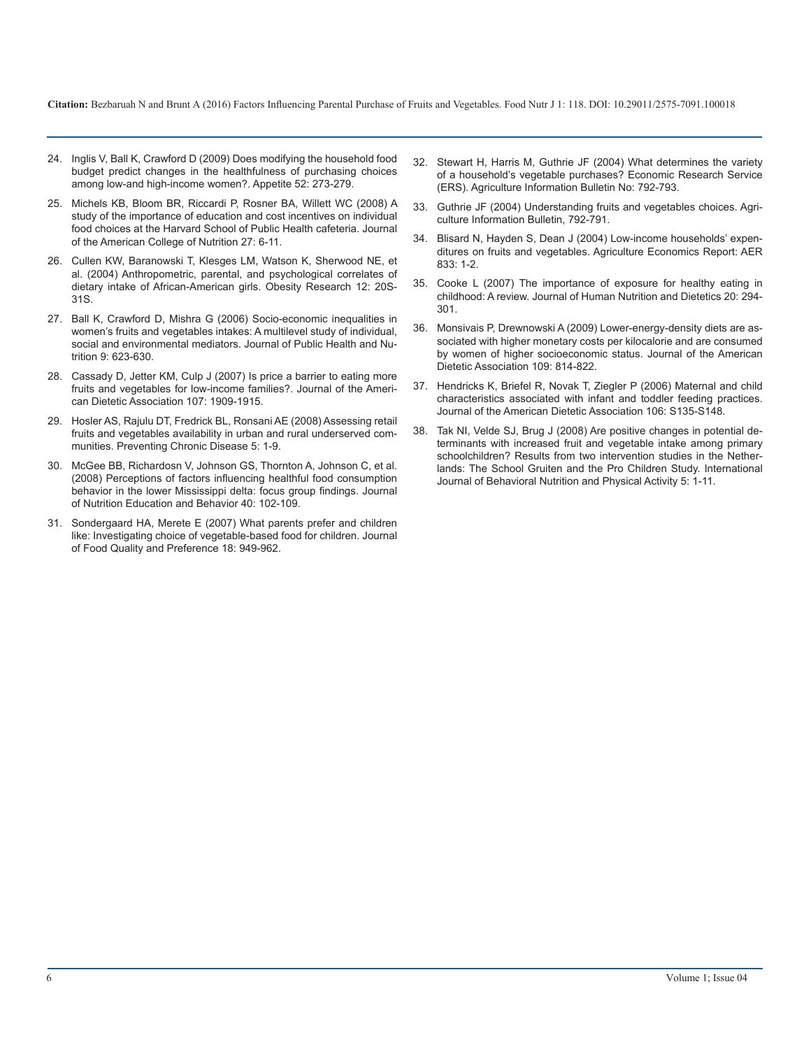24. Inglis V, Ball K, Crawford D (2009) Does modifying the household food budget predict changes in the healthfulness of purchasing choices among low-and high-income women?. Appetite 52: 273-279.

25. Michels KB, Bloom BR, Riccardi P, Rosner BA, Willett WC (2008) A study of the importance of education and cost incentives on individual food choices at the Harvard School of Public Health cafeteria. Journal of the American College of Nutrition 27: 6-11.

26. Cullen KW, Baranowski T, Klesges LM, Watson K, Sherwood NE, et al. (2004) Anthropometric, parental, and psychological correlates of dietary intake of African-American girls. Obesity Research 12: 20S-31S.

27. Ball K, Crawford D, Mishra G (2006) Socio-economic inequalities in women's fruits and vegetables intakes: A multilevel study of individual, social and environmental mediators. Journal of Public Health and Nutrition 9: 623-630.

28. Cassady D, Jetter KM, Culp J (2007) Is price a barrier to eating more fruits and vegetables for low-income families?. Journal of the American Dietetic Association 107: 1909-1915.

29. Hosler AS, Rajulu DT, Fredrick BL, Ronsani AE (2008) Assessing retail fruits and vegetables availability in urban and rural underserved communities. Preventing Chronic Disease 5: 1-9.

30. McGee BB, Richardosn V, Johnson GS, Thornton A, Johnson C, et al. (2008) Perceptions of factors influencing healthful food consumption behavior in the lower Mississippi delta: focus group findings. Journal of Nutrition Education and Behavior 40: 102-109.

31. Sondergaard HA, Merete E (2007) What parents prefer and children like: Investigating choice of vegetable-based food for children. Journal of Food Quality and Preference 18: 949-962.

32. Stewart H, Harris M, Guthrie JF (2004) What determines the variety of a household's vegetable purchases? Economic Research Service (ERS). Agriculture Information Bulletin No: 792-793.

33. Guthrie JF (2004) Understanding fruits and vegetables choices. Agriculture Information Bulletin, 792-791.

34. Blisard N, Hayden S, Dean J (2004) Low-income households' expenditures on fruits and vegetables. Agriculture Economics Report: AER 833: 1-2.

35. Cooke L (2007) The importance of exposure for healthy eating in childhood: A review. Journal of Human Nutrition and Dietetics 20: 294-301.

36. Monsivais P, Drewnowski A (2009) Lower-energy-density diets are associated with higher monetary costs per kilocalorie and are consumed by women of higher socioeconomic status. Journal of the American Dietetic Association 109: 814-822.

37. Hendricks K, Briefel R, Novak T, Ziegler P (2006) Maternal and child characteristics associated with infant and toddler feeding practices. Journal of the American Dietetic Association 106: S135-S148.

38. Tak NI, Velde SJ, Brug J (2008) Are positive changes in potential determinants with increased fruit and vegetable intake among primary schoolchildren? Results from two intervention studies in the Netherlands: The School Gruiten and the Pro Children Study. International Journal of Behavioral Nutrition and Physical Activity 5: 1-11.